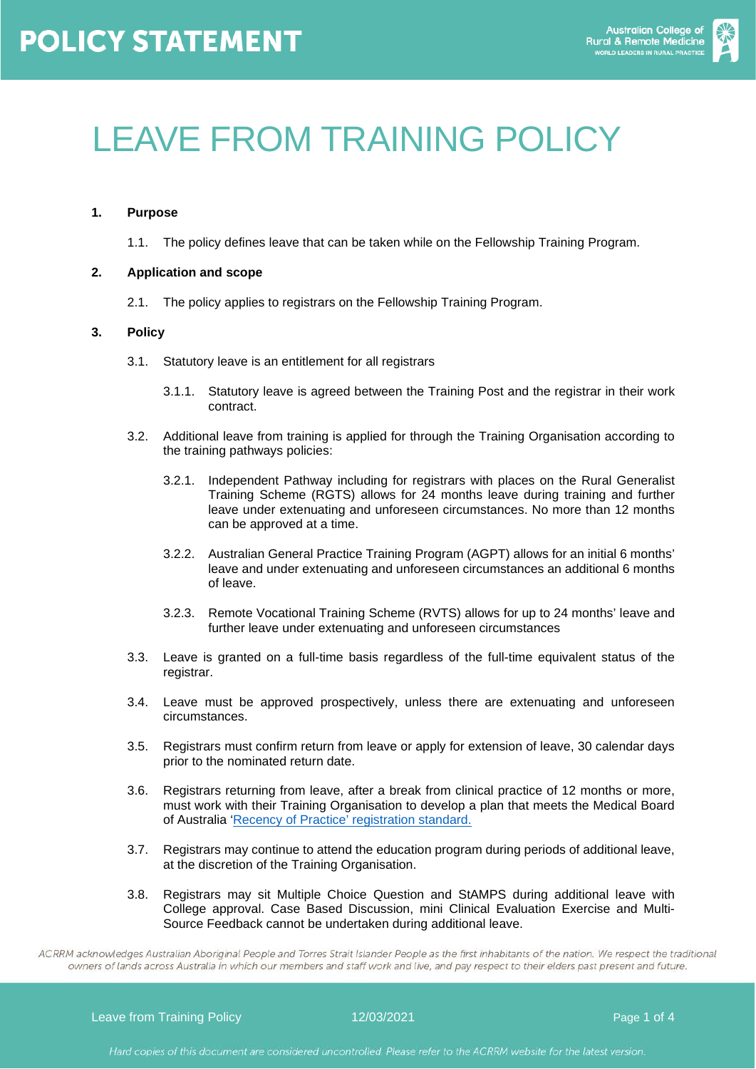# LEAVE FROM TRAINING POLICY

**1. Purpose**

1.1. The policy defines leave that can be taken while on the Fellowship Training Program.

**2. Application and scope**

2.1. The policy applies to registrars on the Fellowship Training Program.

**3. Policy**

3.1. Statutory leave is an entitlement for all registrars

3.1.1. Statutory leave is agreed between the Training Post and the registrar in their work contract.

3.2. Additional leave from training is applied for through the Training Organisation according to the training pathways policies:

3.2.1. Independent Pathway including for registrars with places on the Rural Generalist Training Scheme (RGTS) allows for 24 months leave during training and further leave under extenuating and unforeseen circumstances. No more than 12 months can be approved at a time.

3.2.2. Australian General Practice Training Program (AGPT) allows for an initial 6 months' leave and under extenuating and unforeseen circumstances an additional 6 months of leave.

3.2.3. Remote Vocational Training Scheme (RVTS) allows for up to 24 months' leave and further leave under extenuating and unforeseen circumstances

3.3. Leave is granted on a full-time basis regardless of the full-time equivalent status of the registrar.

3.4. Leave must be approved prospectively, unless there are extenuating and unforeseen circumstances.

3.5. Registrars must confirm return from leave or apply for extension of leave, 30 calendar days prior to the nominated return date.

3.6. Registrars returning from leave, after a break from clinical practice of 12 months or more, must work with their Training Organisation to develop a plan that meets the Medical Board of Australia 'Recency of Practice' registration standard.

3.7. Registrars may continue to attend the education program during periods of additional leave, at the discretion of the Training Organisation.

3.8. Registrars may sit Multiple Choice Question and StAMPS during additional leave with College approval. Case Based Discussion, mini Clinical Evaluation Exercise and Multi-Source Feedback cannot be undertaken during additional leave.

*ACRRM acknowledges Australian Aboriginal People and Torres Strait Islander People as the first inhabitants of the nation. We respect the traditional owners of lands across Australia in which our members and staff work and live, and pay respect to their elders past present and future.*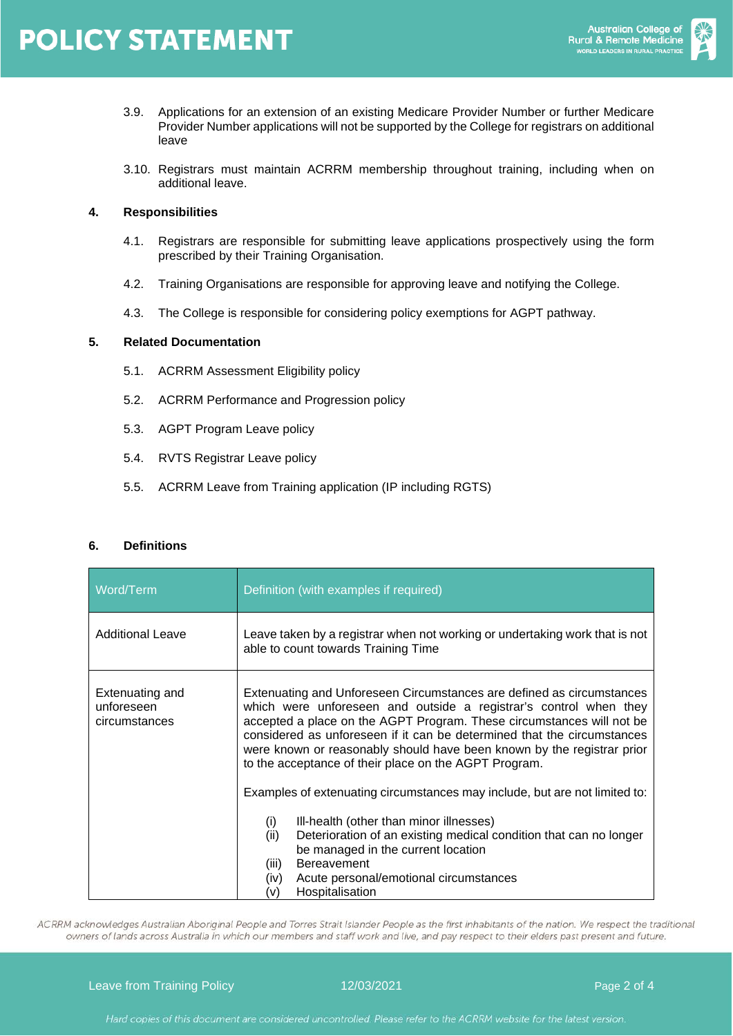3.9. Applications for an extension of an existing Medicare Provider Number or further Medicare Provider Number applications will not be supported by the College for registrars on additional leave

3.10. Registrars must maintain ACRRM membership throughout training, including when on additional leave.

## 4. Responsibilities

4.1. Registrars are responsible for submitting leave applications prospectively using the form prescribed by their Training Organisation.

4.2. Training Organisations are responsible for approving leave and notifying the College.

4.3. The College is responsible for considering policy exemptions for AGPT pathway.

## 5. Related Documentation

5.1. ACRRM Assessment Eligibility policy

5.2. ACRRM Performance and Progression policy

5.3. AGPT Program Leave policy

5.4. RVTS Registrar Leave policy

5.5. ACRRM Leave from Training application (IP including RGTS)

## 6. Definitions

| Word/Term | Definition (with examples if required) |
|---|---|
| Additional Leave | Leave taken by a registrar when not working or undertaking work that is not able to count towards Training Time |
| Extenuating and unforeseen circumstances | Extenuating and Unforeseen Circumstances are defined as circumstances which were unforeseen and outside a registrar's control when they accepted a place on the AGPT Program. These circumstances will not be considered as unforeseen if it can be determined that the circumstances were known or reasonably should have been known by the registrar prior to the acceptance of their place on the AGPT Program.<br><br>Examples of extenuating circumstances may include, but are not limited to:<br><br>(i) Ill-health (other than minor illnesses)<br>(ii) Deterioration of an existing medical condition that can no longer be managed in the current location<br>(iii) Bereavement<br>(iv) Acute personal/emotional circumstances<br>(v) Hospitalisation |

*ACRRM acknowledges Australian Aboriginal People and Torres Strait Islander People as the first inhabitants of the nation. We respect the traditional owners of lands across Australia in which our members and staff work and live, and pay respect to their elders past present and future.*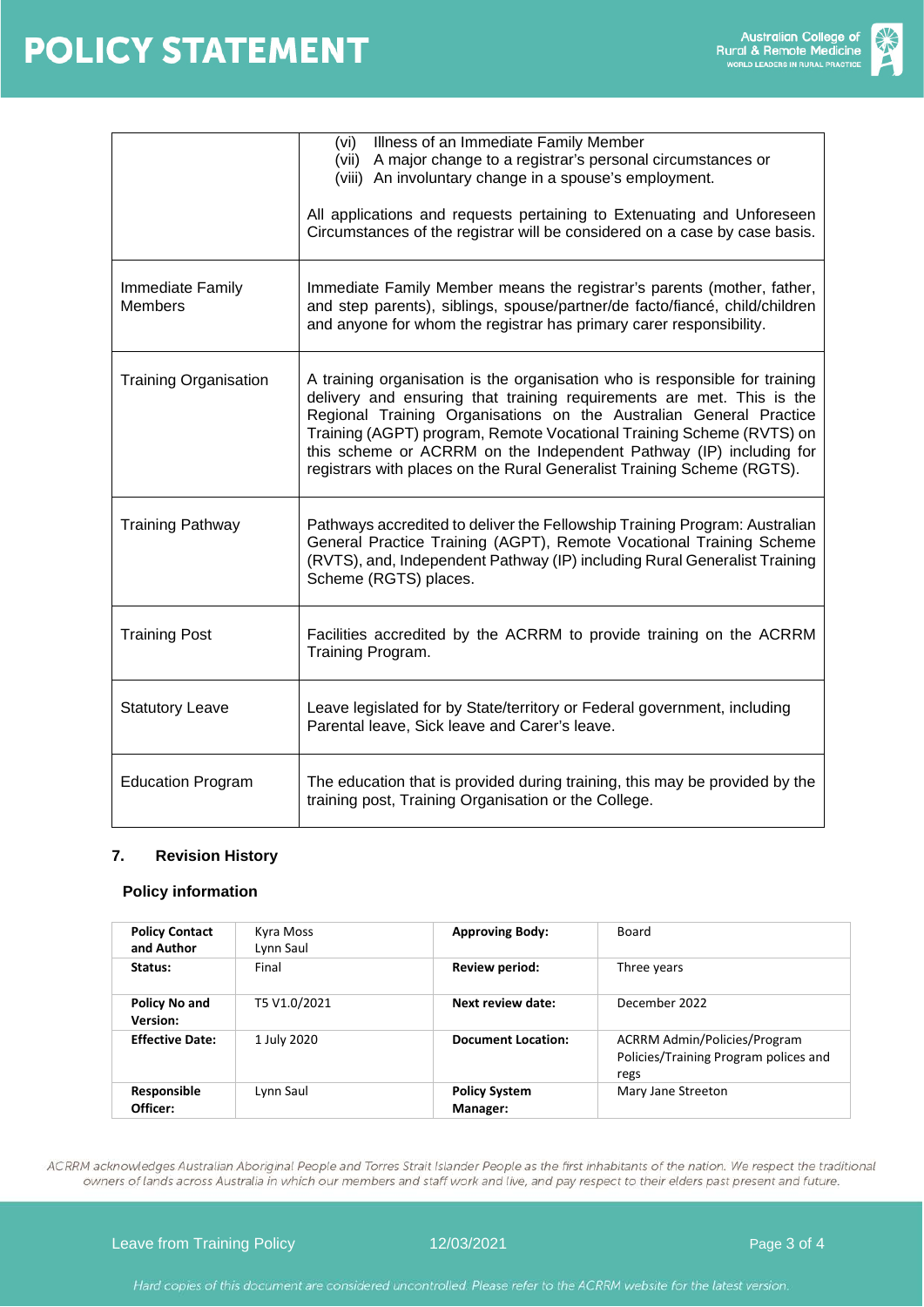| | |
|---|---|
| | (vi) Illness of an Immediate Family Member<br>(vii) A major change to a registrar's personal circumstances or<br>(viii) An involuntary change in a spouse's employment.<br><br>All applications and requests pertaining to Extenuating and Unforeseen Circumstances of the registrar will be considered on a case by case basis. |
| Immediate Family Members | Immediate Family Member means the registrar's parents (mother, father, and step parents), siblings, spouse/partner/de facto/fiancé, child/children and anyone for whom the registrar has primary carer responsibility. |
| Training Organisation | A training organisation is the organisation who is responsible for training delivery and ensuring that training requirements are met. This is the Regional Training Organisations on the Australian General Practice Training (AGPT) program, Remote Vocational Training Scheme (RVTS) on this scheme or ACRRM on the Independent Pathway (IP) including for registrars with places on the Rural Generalist Training Scheme (RGTS). |
| Training Pathway | Pathways accredited to deliver the Fellowship Training Program: Australian General Practice Training (AGPT), Remote Vocational Training Scheme (RVTS), and, Independent Pathway (IP) including Rural Generalist Training Scheme (RGTS) places. |
| Training Post | Facilities accredited by the ACRRM to provide training on the ACRRM Training Program. |
| Statutory Leave | Leave legislated for by State/territory or Federal government, including Parental leave, Sick leave and Carer's leave. |
| Education Program | The education that is provided during training, this may be provided by the training post, Training Organisation or the College. |

## 7. Revision History

### Policy information

| | | | |
|---|---|---|---|
| **Policy Contact and Author** | Kyra Moss<br>Lynn Saul | **Approving Body:** | Board |
| **Status:** | Final | **Review period:** | Three years |
| **Policy No and Version:** | T5 V1.0/2021 | **Next review date:** | December 2022 |
| **Effective Date:** | 1 July 2020 | **Document Location:** | ACRRM Admin/Policies/Program Policies/Training Program polices and regs |
| **Responsible Officer:** | Lynn Saul | **Policy System Manager:** | Mary Jane Streeton |

*ACRRM acknowledges Australian Aboriginal People and Torres Strait Islander People as the first inhabitants of the nation. We respect the traditional owners of lands across Australia in which our members and staff work and live, and pay respect to their elders past present and future.*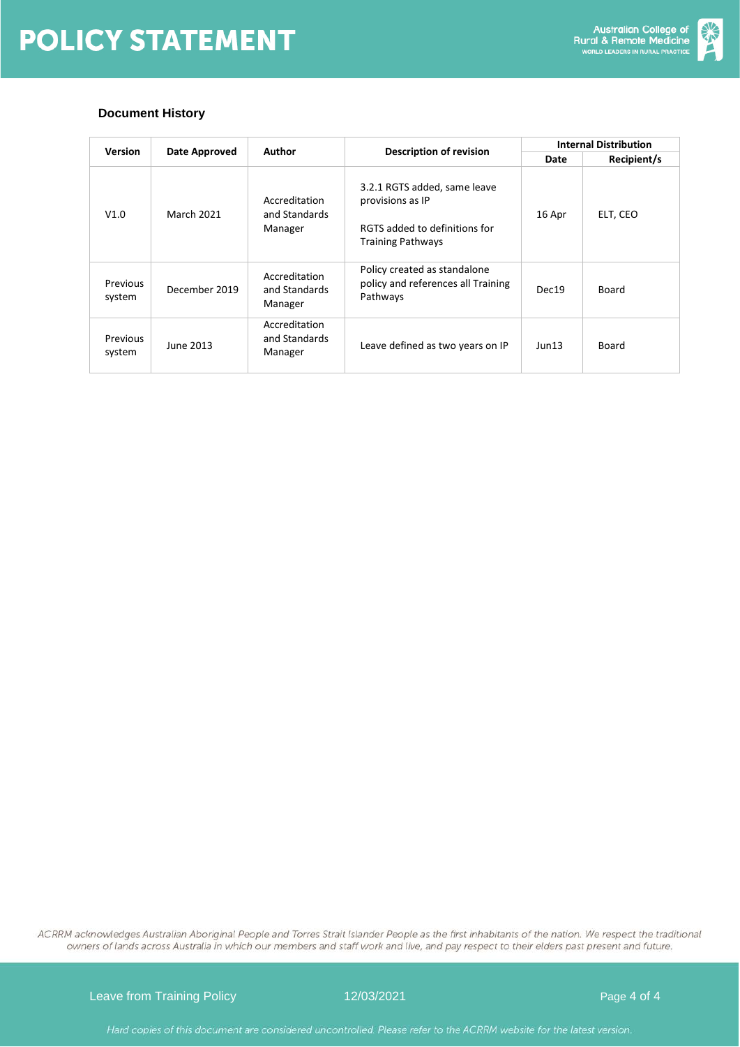### Document History

| Version | Date Approved | Author | Description of revision | Internal Distribution | |
|---|---|---|---|---|---|
| | | | | Date | Recipient/s |
| V1.0 | March 2021 | Accreditation and Standards Manager | 3.2.1 RGTS added, same leave provisions as IP<br><br>RGTS added to definitions for Training Pathways | 16 Apr | ELT, CEO |
| Previous system | December 2019 | Accreditation and Standards Manager | Policy created as standalone policy and references all Training Pathways | Dec19 | Board |
| Previous system | June 2013 | Accreditation and Standards Manager | Leave defined as two years on IP | Jun13 | Board |

*ACRRM acknowledges Australian Aboriginal People and Torres Strait Islander People as the first inhabitants of the nation. We respect the traditional owners of lands across Australia in which our members and staff work and live, and pay respect to their elders past present and future.*